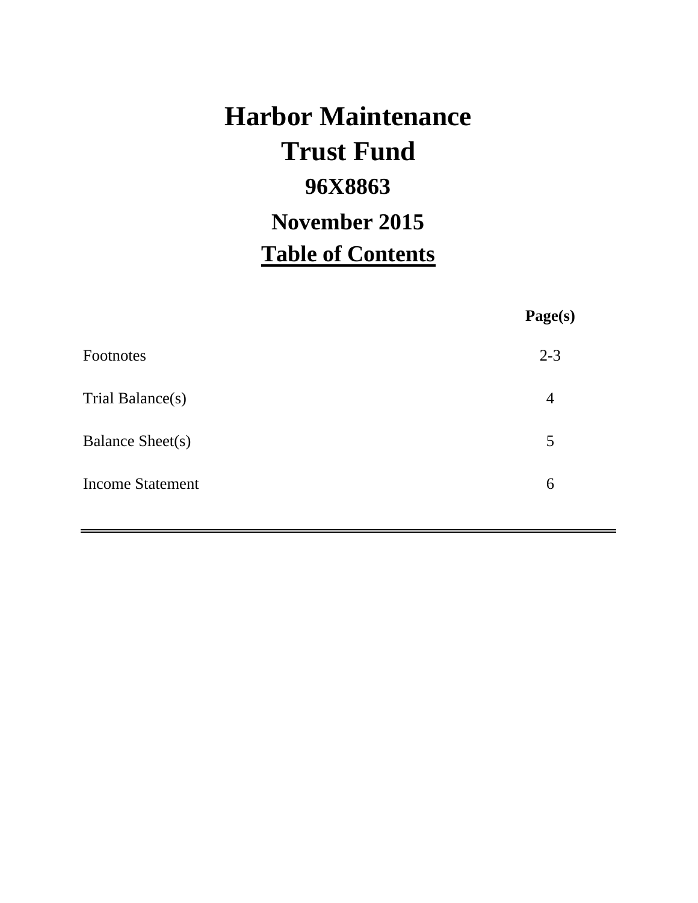# Harbor Maintenance Trust Fund

## 96X8863

## November 2015

## Table of Contents

| | Page(s) |
|---|---|
| Footnotes | 2-3 |
| Trial Balance(s) | 4 |
| Balance Sheet(s) | 5 |
| Income Statement | 6 |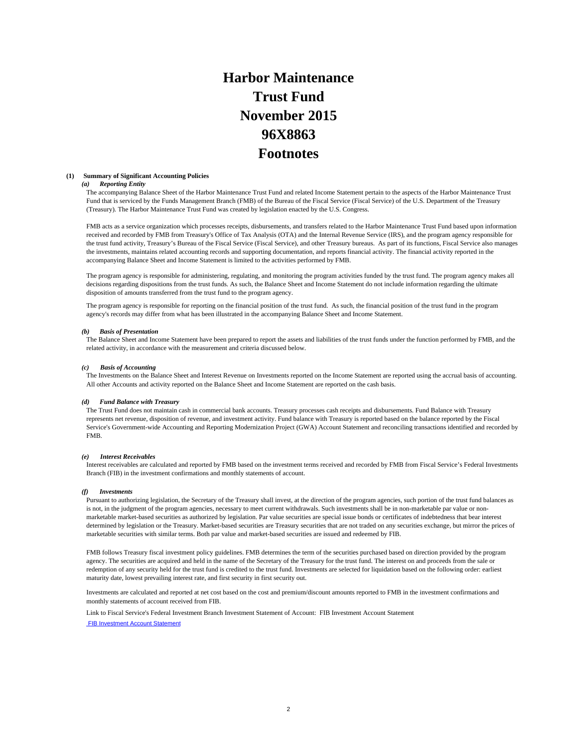# Harbor Maintenance Trust Fund November 2015 96X8863 Footnotes

**(1) Summary of Significant Accounting Policies**

***(a) Reporting Entity***

The accompanying Balance Sheet of the Harbor Maintenance Trust Fund and related Income Statement pertain to the aspects of the Harbor Maintenance Trust Fund that is serviced by the Funds Management Branch (FMB) of the Bureau of the Fiscal Service (Fiscal Service) of the U.S. Department of the Treasury (Treasury). The Harbor Maintenance Trust Fund was created by legislation enacted by the U.S. Congress.

FMB acts as a service organization which processes receipts, disbursements, and transfers related to the Harbor Maintenance Trust Fund based upon information received and recorded by FMB from Treasury's Office of Tax Analysis (OTA) and the Internal Revenue Service (IRS), and the program agency responsible for the trust fund activity, Treasury's Bureau of the Fiscal Service (Fiscal Service), and other Treasury bureaus. As part of its functions, Fiscal Service also manages the investments, maintains related accounting records and supporting documentation, and reports financial activity. The financial activity reported in the accompanying Balance Sheet and Income Statement is limited to the activities performed by FMB.

The program agency is responsible for administering, regulating, and monitoring the program activities funded by the trust fund. The program agency makes all decisions regarding dispositions from the trust funds. As such, the Balance Sheet and Income Statement do not include information regarding the ultimate disposition of amounts transferred from the trust fund to the program agency.

The program agency is responsible for reporting on the financial position of the trust fund. As such, the financial position of the trust fund in the program agency's records may differ from what has been illustrated in the accompanying Balance Sheet and Income Statement.

***(b) Basis of Presentation***

The Balance Sheet and Income Statement have been prepared to report the assets and liabilities of the trust funds under the function performed by FMB, and the related activity, in accordance with the measurement and criteria discussed below.

***(c) Basis of Accounting***

The Investments on the Balance Sheet and Interest Revenue on Investments reported on the Income Statement are reported using the accrual basis of accounting. All other Accounts and activity reported on the Balance Sheet and Income Statement are reported on the cash basis.

***(d) Fund Balance with Treasury***

The Trust Fund does not maintain cash in commercial bank accounts. Treasury processes cash receipts and disbursements. Fund Balance with Treasury represents net revenue, disposition of revenue, and investment activity. Fund balance with Treasury is reported based on the balance reported by the Fiscal Service's Government-wide Accounting and Reporting Modernization Project (GWA) Account Statement and reconciling transactions identified and recorded by FMB.

***(e) Interest Receivables***

Interest receivables are calculated and reported by FMB based on the investment terms received and recorded by FMB from Fiscal Service's Federal Investments Branch (FIB) in the investment confirmations and monthly statements of account.

***(f) Investments***

Pursuant to authorizing legislation, the Secretary of the Treasury shall invest, at the direction of the program agencies, such portion of the trust fund balances as is not, in the judgment of the program agencies, necessary to meet current withdrawals. Such investments shall be in non-marketable par value or non-marketable market-based securities as authorized by legislation. Par value securities are special issue bonds or certificates of indebtedness that bear interest determined by legislation or the Treasury. Market-based securities are Treasury securities that are not traded on any securities exchange, but mirror the prices of marketable securities with similar terms. Both par value and market-based securities are issued and redeemed by FIB.

FMB follows Treasury fiscal investment policy guidelines. FMB determines the term of the securities purchased based on direction provided by the program agency. The securities are acquired and held in the name of the Secretary of the Treasury for the trust fund. The interest on and proceeds from the sale or redemption of any security held for the trust fund is credited to the trust fund. Investments are selected for liquidation based on the following order: earliest maturity date, lowest prevailing interest rate, and first security in first security out.

Investments are calculated and reported at net cost based on the cost and premium/discount amounts reported to FMB in the investment confirmations and monthly statements of account received from FIB.

Link to Fiscal Service's Federal Investment Branch Investment Statement of Account: FIB Investment Account Statement

FIB Investment Account Statement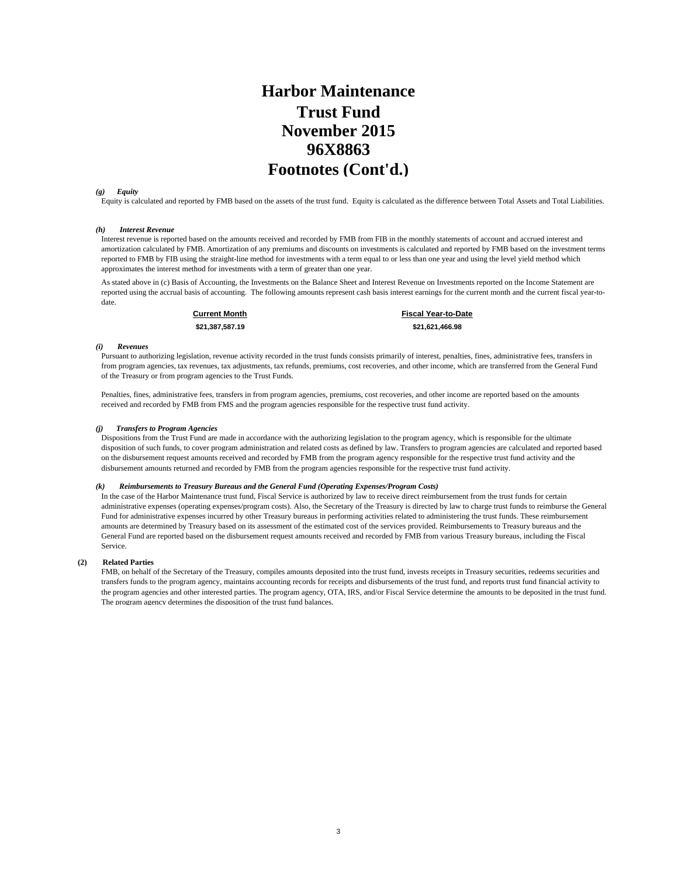# Harbor Maintenance Trust Fund November 2015 96X8863 Footnotes (Cont'd.)

***(g) Equity***

Equity is calculated and reported by FMB based on the assets of the trust fund. Equity is calculated as the difference between Total Assets and Total Liabilities.

***(h) Interest Revenue***

Interest revenue is reported based on the amounts received and recorded by FMB from FIB in the monthly statements of account and accrued interest and amortization calculated by FMB. Amortization of any premiums and discounts on investments is calculated and reported by FMB based on the investment terms reported to FMB by FIB using the straight-line method for investments with a term equal to or less than one year and using the level yield method which approximates the interest method for investments with a term of greater than one year.

As stated above in (c) Basis of Accounting, the Investments on the Balance Sheet and Interest Revenue on Investments reported on the Income Statement are reported using the accrual basis of accounting. The following amounts represent cash basis interest earnings for the current month and the current fiscal year-to-date.

| Current Month | Fiscal Year-to-Date |
|---|---|
| $21,387,587.19 | $21,621,466.98 |

***(i) Revenues***

Pursuant to authorizing legislation, revenue activity recorded in the trust funds consists primarily of interest, penalties, fines, administrative fees, transfers in from program agencies, tax revenues, tax adjustments, tax refunds, premiums, cost recoveries, and other income, which are transferred from the General Fund of the Treasury or from program agencies to the Trust Funds.

Penalties, fines, administrative fees, transfers in from program agencies, premiums, cost recoveries, and other income are reported based on the amounts received and recorded by FMB from FMS and the program agencies responsible for the respective trust fund activity.

***(j) Transfers to Program Agencies***

Dispositions from the Trust Fund are made in accordance with the authorizing legislation to the program agency, which is responsible for the ultimate disposition of such funds, to cover program administration and related costs as defined by law. Transfers to program agencies are calculated and reported based on the disbursement request amounts received and recorded by FMB from the program agency responsible for the respective trust fund activity and the disbursement amounts returned and recorded by FMB from the program agencies responsible for the respective trust fund activity.

***(k) Reimbursements to Treasury Bureaus and the General Fund (Operating Expenses/Program Costs)***

In the case of the Harbor Maintenance trust fund, Fiscal Service is authorized by law to receive direct reimbursement from the trust funds for certain administrative expenses (operating expenses/program costs). Also, the Secretary of the Treasury is directed by law to charge trust funds to reimburse the General Fund for administrative expenses incurred by other Treasury bureaus in performing activities related to administering the trust funds. These reimbursement amounts are determined by Treasury based on its assessment of the estimated cost of the services provided. Reimbursements to Treasury bureaus and the General Fund are reported based on the disbursement request amounts received and recorded by FMB from various Treasury bureaus, including the Fiscal Service.

**(2) Related Parties**

FMB, on behalf of the Secretary of the Treasury, compiles amounts deposited into the trust fund, invests receipts in Treasury securities, redeems securities and transfers funds to the program agency, maintains accounting records for receipts and disbursements of the trust fund, and reports trust fund financial activity to the program agencies and other interested parties. The program agency, OTA, IRS, and/or Fiscal Service determine the amounts to be deposited in the trust fund. The program agency determines the disposition of the trust fund balances.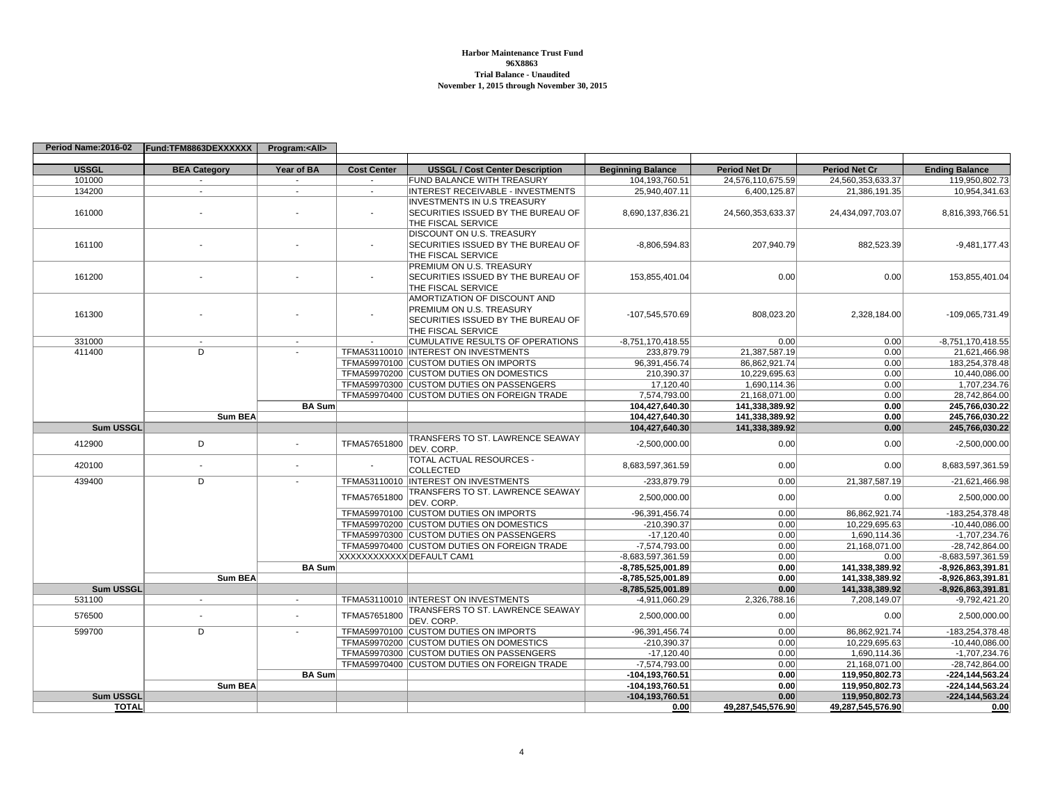**Harbor Maintenance Trust Fund**
**96X8863**
**Trial Balance - Unaudited**
**November 1, 2015 through November 30, 2015**

| Period Name:2016-02 | Fund:TFM8863DEXXXXXX | Program:<All> | | | | | | |
|---|---|---|---|---|---|---|---|---|
| **USSGL** | **BEA Category** | **Year of BA** | **Cost Center** | **USSGL / Cost Center Description** | **Beginning Balance** | **Period Net Dr** | **Period Net Cr** | **Ending Balance** |
| 101000 | - | - | - | FUND BALANCE WITH TREASURY | 104,193,760.51 | 24,576,110,675.59 | 24,560,353,633.37 | 119,950,802.73 |
| 134200 | - | - | - | INTEREST RECEIVABLE - INVESTMENTS | 25,940,407.11 | 6,400,125.87 | 21,386,191.35 | 10,954,341.63 |
| 161000 | - | - | - | INVESTMENTS IN U.S TREASURY SECURITIES ISSUED BY THE BUREAU OF THE FISCAL SERVICE | 8,690,137,836.21 | 24,560,353,633.37 | 24,434,097,703.07 | 8,816,393,766.51 |
| 161100 | - | - | - | DISCOUNT ON U.S. TREASURY SECURITIES ISSUED BY THE BUREAU OF THE FISCAL SERVICE | -8,806,594.83 | 207,940.79 | 882,523.39 | -9,481,177.43 |
| 161200 | - | - | - | PREMIUM ON U.S. TREASURY SECURITIES ISSUED BY THE BUREAU OF THE FISCAL SERVICE | 153,855,401.04 | 0.00 | 0.00 | 153,855,401.04 |
| 161300 | - | - | - | AMORTIZATION OF DISCOUNT AND PREMIUM ON U.S. TREASURY SECURITIES ISSUED BY THE BUREAU OF THE FISCAL SERVICE | -107,545,570.69 | 808,023.20 | 2,328,184.00 | -109,065,731.49 |
| 331000 | - | - | - | CUMULATIVE RESULTS OF OPERATIONS | -8,751,170,418.55 | 0.00 | 0.00 | -8,751,170,418.55 |
| 411400 | D | - | TFMA53110010 | INTEREST ON INVESTMENTS | 233,879.79 | 21,387,587.19 | 0.00 | 21,621,466.98 |
| | | | TFMA59970100 | CUSTOM DUTIES ON IMPORTS | 96,391,456.74 | 86,862,921.74 | 0.00 | 183,254,378.48 |
| | | | TFMA59970200 | CUSTOM DUTIES ON DOMESTICS | 210,390.37 | 10,229,695.63 | 0.00 | 10,440,086.00 |
| | | | TFMA59970300 | CUSTOM DUTIES ON PASSENGERS | 17,120.40 | 1,690,114.36 | 0.00 | 1,707,234.76 |
| | | | TFMA59970400 | CUSTOM DUTIES ON FOREIGN TRADE | 7,574,793.00 | 21,168,071.00 | 0.00 | 28,742,864.00 |
| | | **BA Sum** | | | **104,427,640.30** | **141,338,389.92** | **0.00** | **245,766,030.22** |
| | **Sum BEA** | | | | **104,427,640.30** | **141,338,389.92** | **0.00** | **245,766,030.22** |
| **Sum USSGL** | | | | | **104,427,640.30** | **141,338,389.92** | **0.00** | **245,766,030.22** |
| 412900 | D | - | TFMA57651800 | TRANSFERS TO ST. LAWRENCE SEAWAY DEV. CORP. | -2,500,000.00 | 0.00 | 0.00 | -2,500,000.00 |
| 420100 | - | - | - | TOTAL ACTUAL RESOURCES - COLLECTED | 8,683,597,361.59 | 0.00 | 0.00 | 8,683,597,361.59 |
| 439400 | D | - | TFMA53110010 | INTEREST ON INVESTMENTS | -233,879.79 | 0.00 | 21,387,587.19 | -21,621,466.98 |
| | | | TFMA57651800 | TRANSFERS TO ST. LAWRENCE SEAWAY DEV. CORP. | 2,500,000.00 | 0.00 | 0.00 | 2,500,000.00 |
| | | | TFMA59970100 | CUSTOM DUTIES ON IMPORTS | -96,391,456.74 | 0.00 | 86,862,921.74 | -183,254,378.48 |
| | | | TFMA59970200 | CUSTOM DUTIES ON DOMESTICS | -210,390.37 | 0.00 | 10,229,695.63 | -10,440,086.00 |
| | | | TFMA59970300 | CUSTOM DUTIES ON PASSENGERS | -17,120.40 | 0.00 | 1,690,114.36 | -1,707,234.76 |
| | | | TFMA59970400 | CUSTOM DUTIES ON FOREIGN TRADE | -7,574,793.00 | 0.00 | 21,168,071.00 | -28,742,864.00 |
| | | | XXXXXXXXXXXX | DEFAULT CAM1 | -8,683,597,361.59 | 0.00 | 0.00 | -8,683,597,361.59 |
| | | **BA Sum** | | | **-8,785,525,001.89** | **0.00** | **141,338,389.92** | **-8,926,863,391.81** |
| | **Sum BEA** | | | | **-8,785,525,001.89** | **0.00** | **141,338,389.92** | **-8,926,863,391.81** |
| **Sum USSGL** | | | | | **-8,785,525,001.89** | **0.00** | **141,338,389.92** | **-8,926,863,391.81** |
| 531100 | - | - | TFMA53110010 | INTEREST ON INVESTMENTS | -4,911,060.29 | 2,326,788.16 | 7,208,149.07 | -9,792,421.20 |
| 576500 | - | - | TFMA57651800 | TRANSFERS TO ST. LAWRENCE SEAWAY DEV. CORP. | 2,500,000.00 | 0.00 | 0.00 | 2,500,000.00 |
| 599700 | D | - | TFMA59970100 | CUSTOM DUTIES ON IMPORTS | -96,391,456.74 | 0.00 | 86,862,921.74 | -183,254,378.48 |
| | | | TFMA59970200 | CUSTOM DUTIES ON DOMESTICS | -210,390.37 | 0.00 | 10,229,695.63 | -10,440,086.00 |
| | | | TFMA59970300 | CUSTOM DUTIES ON PASSENGERS | -17,120.40 | 0.00 | 1,690,114.36 | -1,707,234.76 |
| | | | TFMA59970400 | CUSTOM DUTIES ON FOREIGN TRADE | -7,574,793.00 | 0.00 | 21,168,071.00 | -28,742,864.00 |
| | | **BA Sum** | | | **-104,193,760.51** | **0.00** | **119,950,802.73** | **-224,144,563.24** |
| | **Sum BEA** | | | | **-104,193,760.51** | **0.00** | **119,950,802.73** | **-224,144,563.24** |
| **Sum USSGL** | | | | | **-104,193,760.51** | **0.00** | **119,950,802.73** | **-224,144,563.24** |
| **TOTAL** | | | | | **0.00** | **49,287,545,576.90** | **49,287,545,576.90** | **0.00** |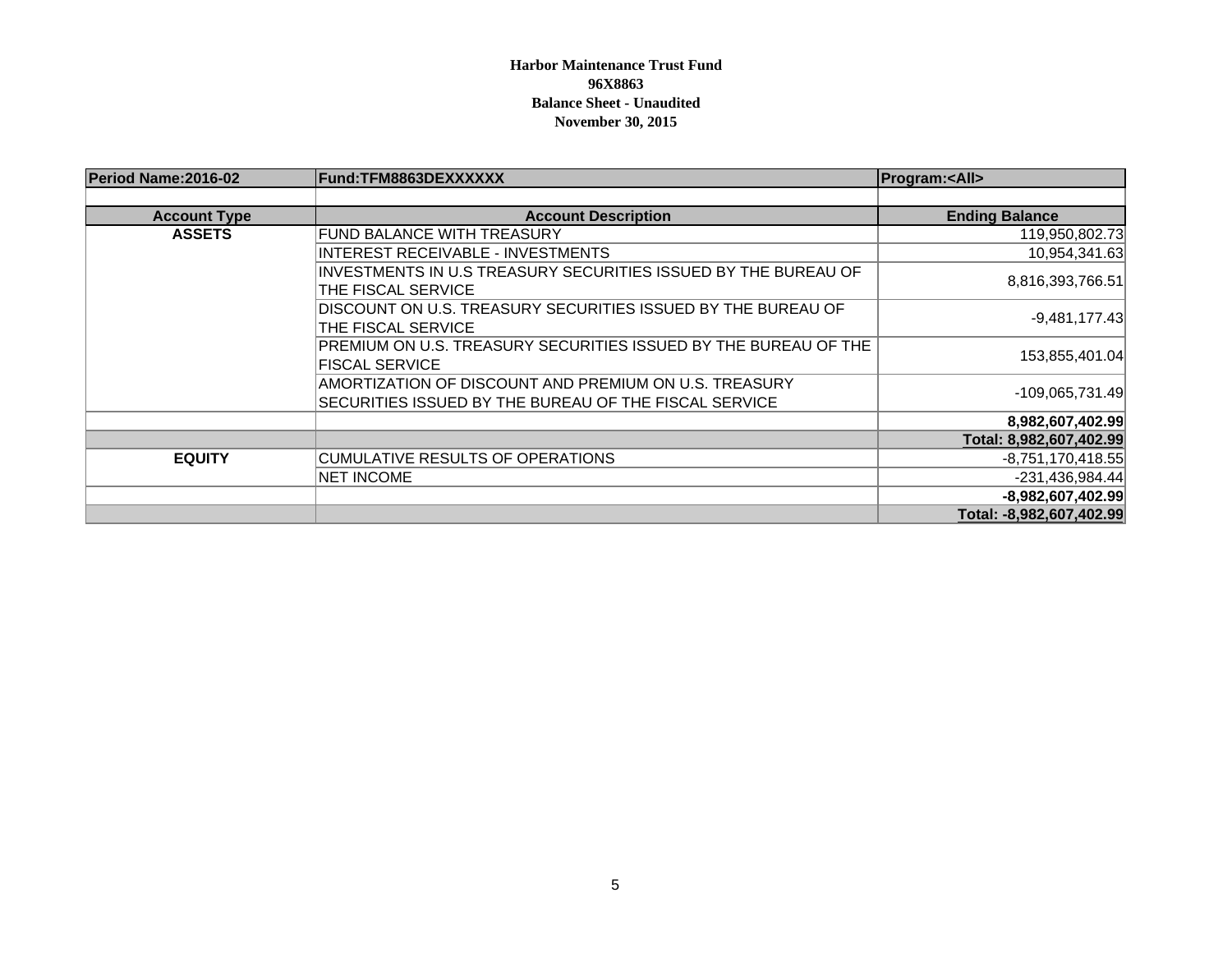**Harbor Maintenance Trust Fund**
**96X8863**
**Balance Sheet - Unaudited**
**November 30, 2015**

| Period Name:2016-02 | Fund:TFM8863DEXXXXXX | Program:<All> |
|---|---|---|
| | | |
| **Account Type** | **Account Description** | **Ending Balance** |
| **ASSETS** | FUND BALANCE WITH TREASURY | 119,950,802.73 |
| | INTEREST RECEIVABLE - INVESTMENTS | 10,954,341.63 |
| | INVESTMENTS IN U.S TREASURY SECURITIES ISSUED BY THE BUREAU OF THE FISCAL SERVICE | 8,816,393,766.51 |
| | DISCOUNT ON U.S. TREASURY SECURITIES ISSUED BY THE BUREAU OF THE FISCAL SERVICE | -9,481,177.43 |
| | PREMIUM ON U.S. TREASURY SECURITIES ISSUED BY THE BUREAU OF THE FISCAL SERVICE | 153,855,401.04 |
| | AMORTIZATION OF DISCOUNT AND PREMIUM ON U.S. TREASURY SECURITIES ISSUED BY THE BUREAU OF THE FISCAL SERVICE | -109,065,731.49 |
| | | **8,982,607,402.99** |
| | | **Total: 8,982,607,402.99** |
| **EQUITY** | CUMULATIVE RESULTS OF OPERATIONS | -8,751,170,418.55 |
| | NET INCOME | -231,436,984.44 |
| | | **-8,982,607,402.99** |
| | | **Total: -8,982,607,402.99** |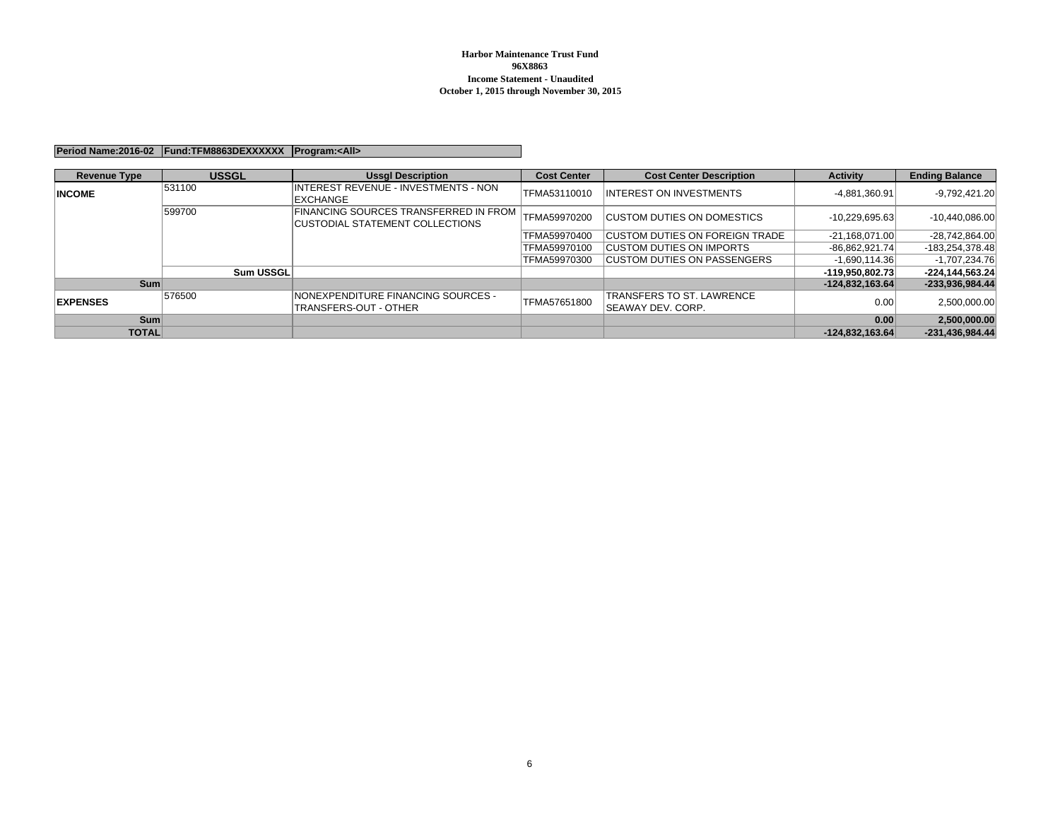**Harbor Maintenance Trust Fund**
**96X8863**
**Income Statement - Unaudited**
**October 1, 2015 through November 30, 2015**

| Period Name:2016-02 | Fund:TFM8863DEXXXXXX | Program:<All> |
|---|---|---|

| Revenue Type | USSGL | Ussgl Description | Cost Center | Cost Center Description | Activity | Ending Balance |
|---|---|---|---|---|---|---|
| **INCOME** | 531100 | INTEREST REVENUE - INVESTMENTS - NON EXCHANGE | TFMA53110010 | INTEREST ON INVESTMENTS | -4,881,360.91 | -9,792,421.20 |
| | 599700 | FINANCING SOURCES TRANSFERRED IN FROM CUSTODIAL STATEMENT COLLECTIONS | TFMA59970200 | CUSTOM DUTIES ON DOMESTICS | -10,229,695.63 | -10,440,086.00 |
| | | | TFMA59970400 | CUSTOM DUTIES ON FOREIGN TRADE | -21,168,071.00 | -28,742,864.00 |
| | | | TFMA59970100 | CUSTOM DUTIES ON IMPORTS | -86,862,921.74 | -183,254,378.48 |
| | | | TFMA59970300 | CUSTOM DUTIES ON PASSENGERS | -1,690,114.36 | -1,707,234.76 |
| | **Sum USSGL** | | | | **-119,950,802.73** | **-224,144,563.24** |
| **Sum** | | | | | **-124,832,163.64** | **-233,936,984.44** |
| **EXPENSES** | 576500 | NONEXPENDITURE FINANCING SOURCES - TRANSFERS-OUT - OTHER | TFMA57651800 | TRANSFERS TO ST. LAWRENCE SEAWAY DEV. CORP. | 0.00 | 2,500,000.00 |
| **Sum** | | | | | **0.00** | **2,500,000.00** |
| **TOTAL** | | | | | **-124,832,163.64** | **-231,436,984.44** |